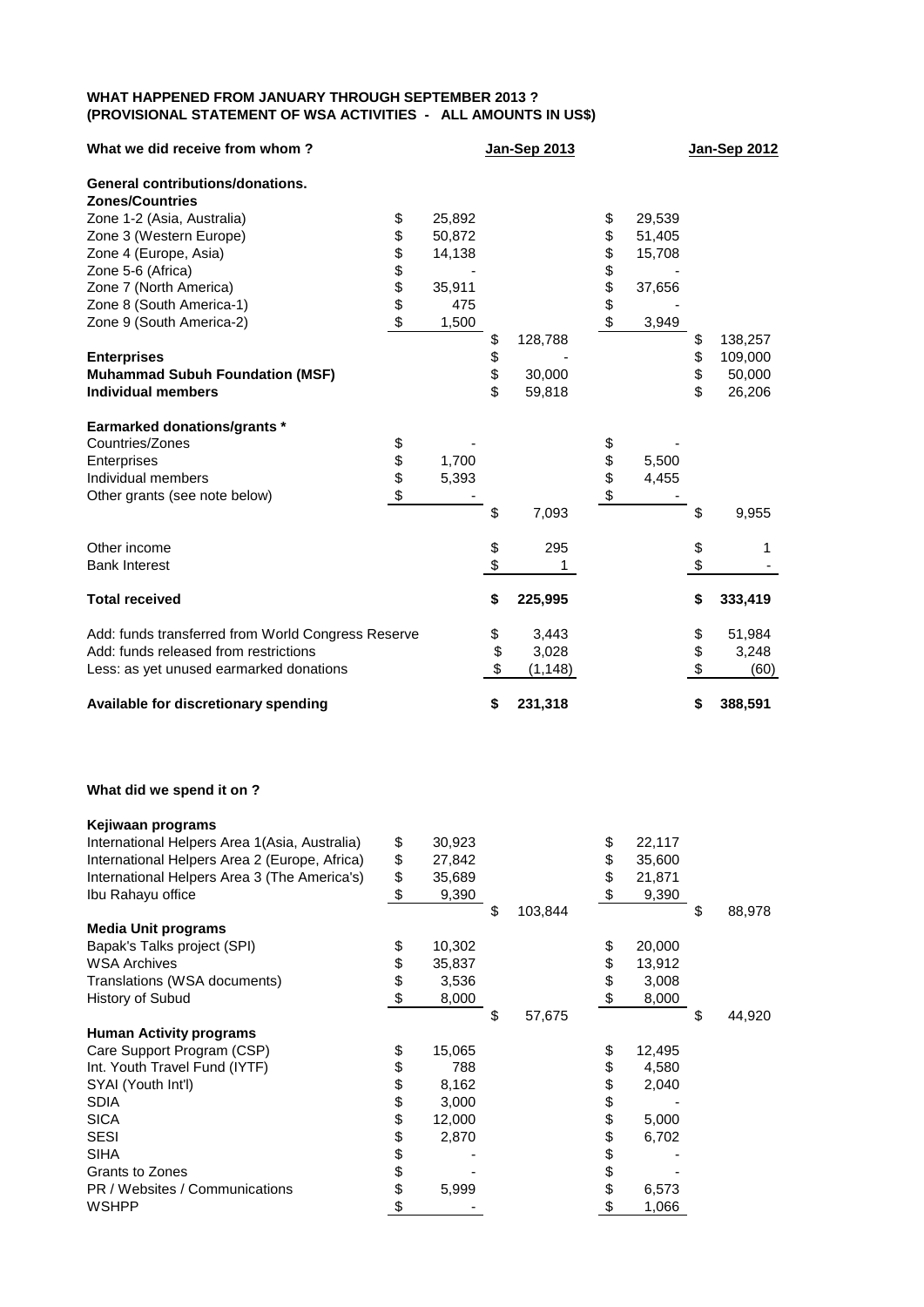**WHAT HAPPENED FROM JANUARY THROUGH SEPTEMBER 2013 ?**
**(PROVISIONAL STATEMENT OF WSA ACTIVITIES - ALL AMOUNTS IN US$)**

| What we did receive from whom ? | | Jan-Sep 2013 | | Jan-Sep 2012 |
|---|---|---|---|---|
| **General contributions/donations.** | | | | |
| **Zones/Countries** | | | | |
| Zone 1-2 (Asia, Australia) | $ 25,892 | | $ 29,539 | |
| Zone 3 (Western Europe) | $ 50,872 | | $ 51,405 | |
| Zone 4 (Europe, Asia) | $ 14,138 | | $ 15,708 | |
| Zone 5-6 (Africa) | $ - | | $ - | |
| Zone 7 (North America) | $ 35,911 | | $ 37,656 | |
| Zone 8 (South America-1) | $ 475 | | $ - | |
| Zone 9 (South America-2) | $ 1,500 | | $ 3,949 | |
| | | $ 128,788 | | $ 138,257 |
| **Enterprises** | | $ - | | $ 109,000 |
| **Muhammad Subuh Foundation (MSF)** | | $ 30,000 | | $ 50,000 |
| **Individual members** | | $ 59,818 | | $ 26,206 |
| **Earmarked donations/grants \*** | | | | |
| Countries/Zones | $ - | | $ - | |
| Enterprises | $ 1,700 | | $ 5,500 | |
| Individual members | $ 5,393 | | $ 4,455 | |
| Other grants (see note below) | $ - | | $ - | |
| | | $ 7,093 | | $ 9,955 |
| Other income | | $ 295 | | $ 1 |
| Bank Interest | | $ 1 | | $ - |
| **Total received** | | **$ 225,995** | | **$ 333,419** |
| Add: funds transferred from World Congress Reserve | | $ 3,443 | | $ 51,984 |
| Add: funds released from restrictions | | $ 3,028 | | $ 3,248 |
| Less: as yet unused earmarked donations | | $ (1,148) | | $ (60) |
| **Available for discretionary spending** | | **$ 231,318** | | **$ 388,591** |

**What did we spend it on ?**

| | | Jan-Sep 2013 | | Jan-Sep 2012 |
|---|---|---|---|---|
| **Kejiwaan programs** | | | | |
| International Helpers Area 1(Asia, Australia) | $ 30,923 | | $ 22,117 | |
| International Helpers Area 2 (Europe, Africa) | $ 27,842 | | $ 35,600 | |
| International Helpers Area 3 (The America's) | $ 35,689 | | $ 21,871 | |
| Ibu Rahayu office | $ 9,390 | | $ 9,390 | |
| | | $ 103,844 | | $ 88,978 |
| **Media Unit programs** | | | | |
| Bapak's Talks project (SPI) | $ 10,302 | | $ 20,000 | |
| WSA Archives | $ 35,837 | | $ 13,912 | |
| Translations (WSA documents) | $ 3,536 | | $ 3,008 | |
| History of Subud | $ 8,000 | | $ 8,000 | |
| | | $ 57,675 | | $ 44,920 |
| **Human Activity programs** | | | | |
| Care Support Program (CSP) | $ 15,065 | | $ 12,495 | |
| Int. Youth Travel Fund (IYTF) | $ 788 | | $ 4,580 | |
| SYAI (Youth Int'l) | $ 8,162 | | $ 2,040 | |
| SDIA | $ 3,000 | | $ - | |
| SICA | $ 12,000 | | $ 5,000 | |
| SESI | $ 2,870 | | $ 6,702 | |
| SIHA | $ - | | $ - | |
| Grants to Zones | $ - | | $ - | |
| PR / Websites / Communications | $ 5,999 | | $ 6,573 | |
| WSHPP | $ - | | $ 1,066 | |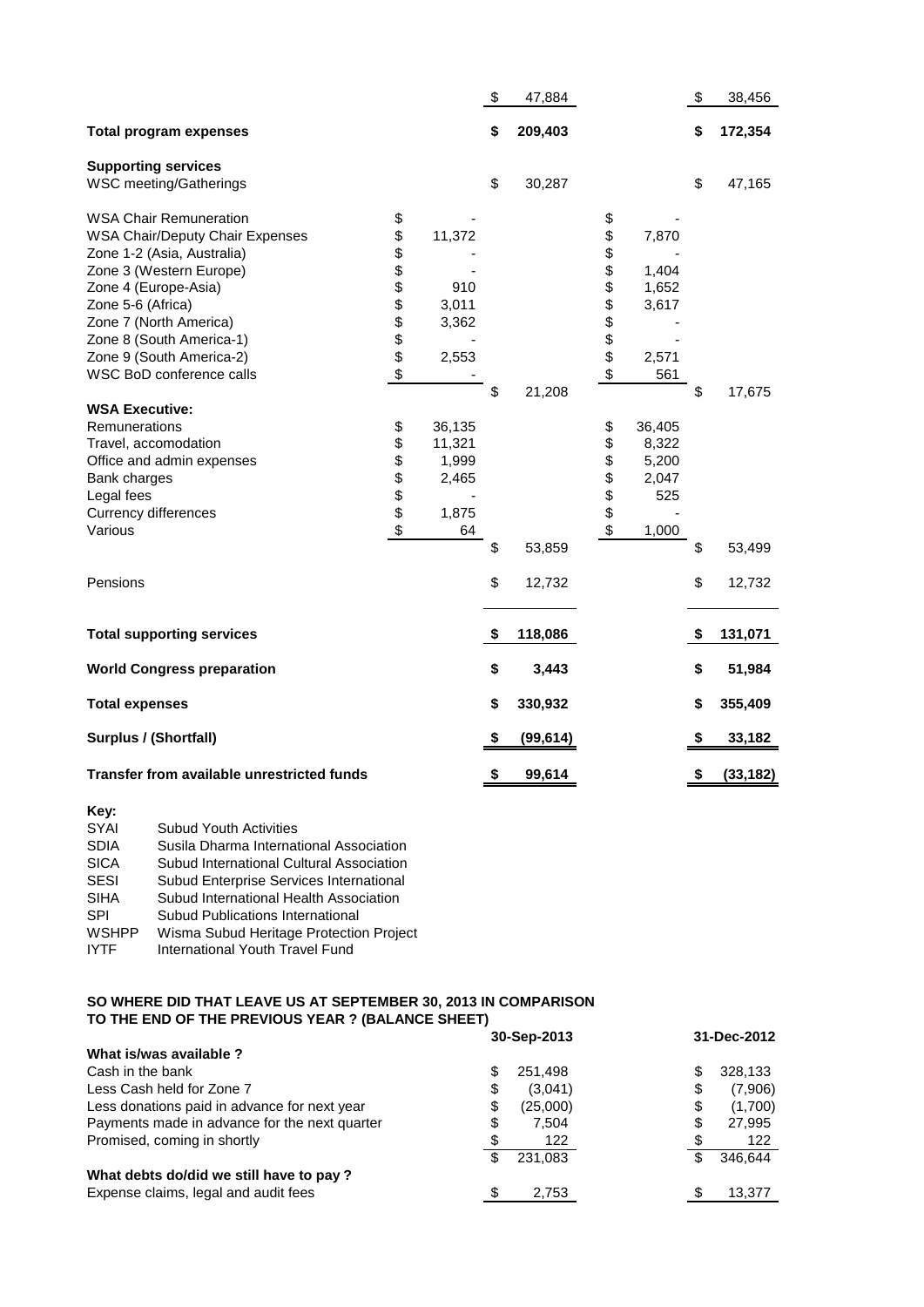| | | | | |
|---|---|---|---|---|
| | | $ 47,884 | | $ 38,456 |
| **Total program expenses** | | **$ 209,403** | | **$ 172,354** |
| **Supporting services** | | | | |
| WSC meeting/Gatherings | | $ 30,287 | | $ 47,165 |
| WSA Chair Remuneration | $ - | | $ - | |
| WSA Chair/Deputy Chair Expenses | $ 11,372 | | $ 7,870 | |
| Zone 1-2 (Asia, Australia) | $ - | | $ - | |
| Zone 3 (Western Europe) | $ - | | $ 1,404 | |
| Zone 4 (Europe-Asia) | $ 910 | | $ 1,652 | |
| Zone 5-6 (Africa) | $ 3,011 | | $ 3,617 | |
| Zone 7 (North America) | $ 3,362 | | $ - | |
| Zone 8 (South America-1) | $ - | | $ - | |
| Zone 9 (South America-2) | $ 2,553 | | $ 2,571 | |
| WSC BoD conference calls | $ - | | $ 561 | |
| | | $ 21,208 | | $ 17,675 |
| **WSA Executive:** | | | | |
| Remunerations | $ 36,135 | | $ 36,405 | |
| Travel, accomodation | $ 11,321 | | $ 8,322 | |
| Office and admin expenses | $ 1,999 | | $ 5,200 | |
| Bank charges | $ 2,465 | | $ 2,047 | |
| Legal fees | $ - | | $ 525 | |
| Currency differences | $ 1,875 | | $ - | |
| Various | $ 64 | | $ 1,000 | |
| | | $ 53,859 | | $ 53,499 |
| Pensions | | $ 12,732 | | $ 12,732 |
| **Total supporting services** | | **$ 118,086** | | **$ 131,071** |
| **World Congress preparation** | | **$ 3,443** | | **$ 51,984** |
| **Total expenses** | | **$ 330,932** | | **$ 355,409** |
| **Surplus / (Shortfall)** | | **$ (99,614)** | | **$ 33,182** |
| **Transfer from available unrestricted funds** | | **$ 99,614** | | **$ (33,182)** |

**Key:**

| | |
|---|---|
| SYAI | Subud Youth Activities |
| SDIA | Susila Dharma International Association |
| SICA | Subud International Cultural Association |
| SESI | Subud Enterprise Services International |
| SIHA | Subud International Health Association |
| SPI | Subud Publications International |
| WSHPP | Wisma Subud Heritage Protection Project |
| IYTF | International Youth Travel Fund |

**SO WHERE DID THAT LEAVE US AT SEPTEMBER 30, 2013 IN COMPARISON TO THE END OF THE PREVIOUS YEAR ? (BALANCE SHEET)**

| | 30-Sep-2013 | 31-Dec-2012 |
|---|---|---|
| **What is/was available ?** | | |
| Cash in the bank | $ 251,498 | $ 328,133 |
| Less Cash held for Zone 7 | $ (3,041) | $ (7,906) |
| Less donations paid in advance for next year | $ (25,000) | $ (1,700) |
| Payments made in advance for the next quarter | $ 7,504 | $ 27,995 |
| Promised, coming in shortly | $ 122 | $ 122 |
| | $ 231,083 | $ 346,644 |
| **What debts do/did we still have to pay ?** | | |
| Expense claims, legal and audit fees | $ 2,753 | $ 13,377 |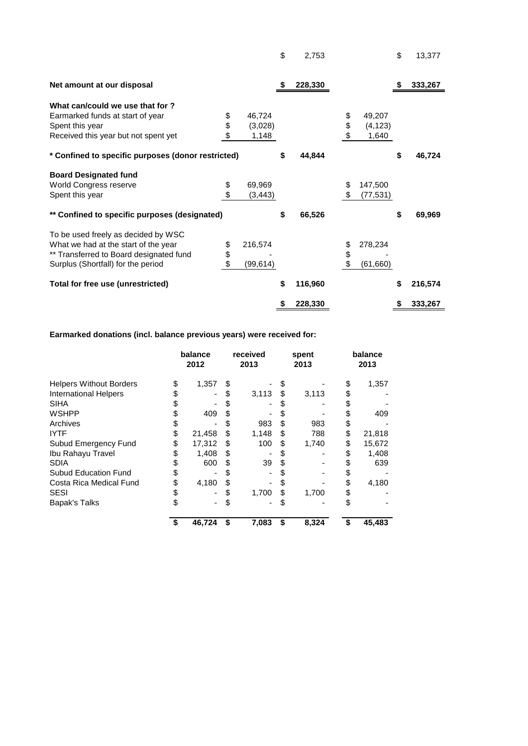| | | | | |
|---|---|---|---|---|
| | | $ 2,753 | | $ 13,377 |
| **Net amount at our disposal** | | **$ 228,330** | | **$ 333,267** |
| **What can/could we use that for ?** | | | | |
| Earmarked funds at start of year | $ 46,724 | | $ 49,207 | |
| Spent this year | $ (3,028) | | $ (4,123) | |
| Received this year but not spent yet | $ 1,148 | | $ 1,640 | |
| **\* Confined to specific purposes (donor restricted)** | | **$ 44,844** | | **$ 46,724** |
| **Board Designated fund** | | | | |
| World Congress reserve | $ 69,969 | | $ 147,500 | |
| Spent this year | $ (3,443) | | $ (77,531) | |
| **\*\* Confined to specific purposes (designated)** | | **$ 66,526** | | **$ 69,969** |
| To be used freely as decided by WSC | | | | |
| What we had at the start of the year | $ 216,574 | | $ 278,234 | |
| \*\* Transferred to Board designated fund | $ - | | $ - | |
| Surplus (Shortfall) for the period | $ (99,614) | | $ (61,660) | |
| **Total for free use (unrestricted)** | | **$ 116,960** | | **$ 216,574** |
| | | **$ 228,330** | | **$ 333,267** |

**Earmarked donations (incl. balance previous years) were received for:**

| | balance 2012 | received 2013 | spent 2013 | balance 2013 |
|---|---|---|---|---|
| Helpers Without Borders | $ 1,357 | $ - | $ - | $ 1,357 |
| International Helpers | $ - | $ 3,113 | $ 3,113 | $ - |
| SIHA | $ - | $ - | $ - | $ - |
| WSHPP | $ 409 | $ - | $ - | $ 409 |
| Archives | $ - | $ 983 | $ 983 | $ - |
| IYTF | $ 21,458 | $ 1,148 | $ 788 | $ 21,818 |
| Subud Emergency Fund | $ 17,312 | $ 100 | $ 1,740 | $ 15,672 |
| Ibu Rahayu Travel | $ 1,408 | $ - | $ - | $ 1,408 |
| SDIA | $ 600 | $ 39 | $ - | $ 639 |
| Subud Education Fund | $ - | $ - | $ - | $ - |
| Costa Rica Medical Fund | $ 4,180 | $ - | $ - | $ 4,180 |
| SESI | $ - | $ 1,700 | $ 1,700 | $ - |
| Bapak's Talks | $ - | $ - | $ - | $ - |
| | **$ 46,724** | **$ 7,083** | **$ 8,324** | **$ 45,483** |